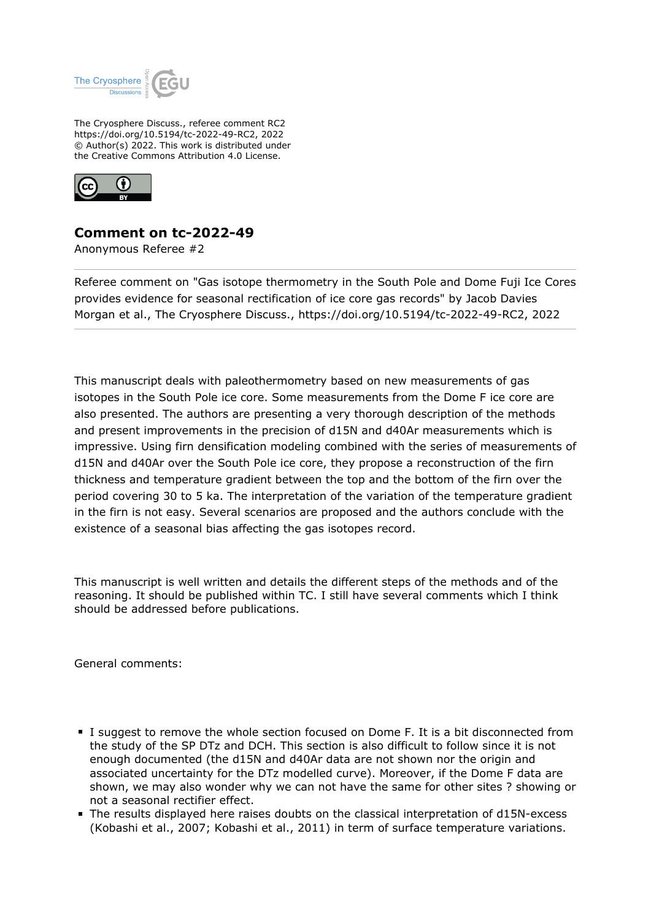The Cryosphere Discuss., referee comment RC2
https://doi.org/10.5194/tc-2022-49-RC2, 2022
© Author(s) 2022. This work is distributed under
the Creative Commons Attribution 4.0 License.

# Comment on tc-2022-49

Anonymous Referee #2

---

Referee comment on "Gas isotope thermometry in the South Pole and Dome Fuji Ice Cores provides evidence for seasonal rectification of ice core gas records" by Jacob Davies Morgan et al., The Cryosphere Discuss., https://doi.org/10.5194/tc-2022-49-RC2, 2022

---

This manuscript deals with paleothermometry based on new measurements of gas isotopes in the South Pole ice core. Some measurements from the Dome F ice core are also presented. The authors are presenting a very thorough description of the methods and present improvements in the precision of d15N and d40Ar measurements which is impressive. Using firn densification modeling combined with the series of measurements of d15N and d40Ar over the South Pole ice core, they propose a reconstruction of the firn thickness and temperature gradient between the top and the bottom of the firn over the period covering 30 to 5 ka. The interpretation of the variation of the temperature gradient in the firn is not easy. Several scenarios are proposed and the authors conclude with the existence of a seasonal bias affecting the gas isotopes record.

This manuscript is well written and details the different steps of the methods and of the reasoning. It should be published within TC. I still have several comments which I think should be addressed before publications.

General comments:

- I suggest to remove the whole section focused on Dome F. It is a bit disconnected from the study of the SP DTz and DCH. This section is also difficult to follow since it is not enough documented (the d15N and d40Ar data are not shown nor the origin and associated uncertainty for the DTz modelled curve). Moreover, if the Dome F data are shown, we may also wonder why we can not have the same for other sites ? showing or not a seasonal rectifier effect.
- The results displayed here raises doubts on the classical interpretation of d15N-excess (Kobashi et al., 2007; Kobashi et al., 2011) in term of surface temperature variations.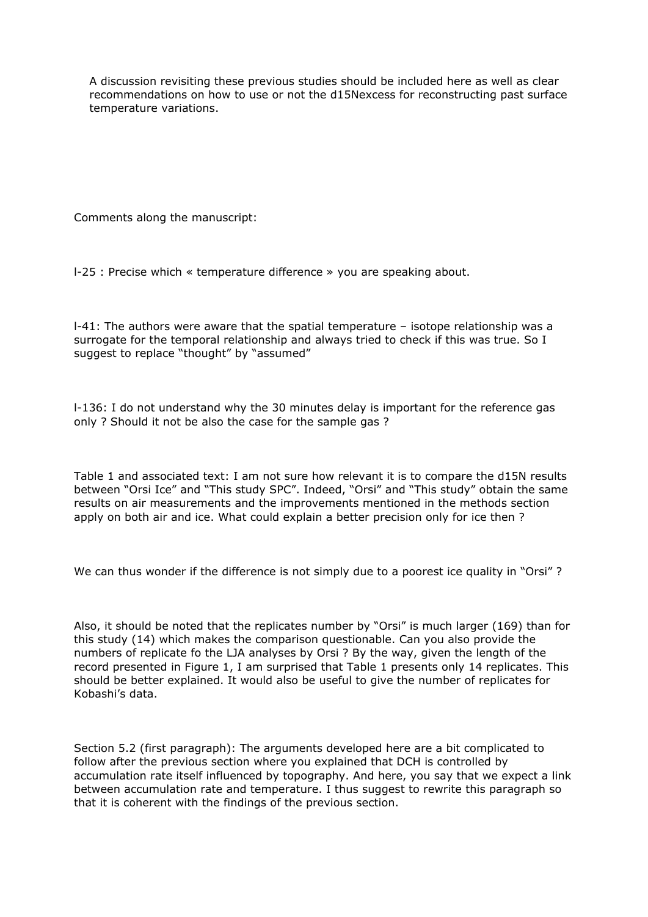A discussion revisiting these previous studies should be included here as well as clear recommendations on how to use or not the d15Nexcess for reconstructing past surface temperature variations.

Comments along the manuscript:

l-25 : Precise which « temperature difference » you are speaking about.

l-41: The authors were aware that the spatial temperature – isotope relationship was a surrogate for the temporal relationship and always tried to check if this was true. So I suggest to replace “thought” by “assumed”

l-136: I do not understand why the 30 minutes delay is important for the reference gas only ? Should it not be also the case for the sample gas ?

Table 1 and associated text: I am not sure how relevant it is to compare the d15N results between “Orsi Ice” and “This study SPC”. Indeed, “Orsi” and “This study” obtain the same results on air measurements and the improvements mentioned in the methods section apply on both air and ice. What could explain a better precision only for ice then ?

We can thus wonder if the difference is not simply due to a poorest ice quality in “Orsi” ?

Also, it should be noted that the replicates number by “Orsi” is much larger (169) than for this study (14) which makes the comparison questionable. Can you also provide the numbers of replicate fo the LJA analyses by Orsi ? By the way, given the length of the record presented in Figure 1, I am surprised that Table 1 presents only 14 replicates. This should be better explained. It would also be useful to give the number of replicates for Kobashi’s data.

Section 5.2 (first paragraph): The arguments developed here are a bit complicated to follow after the previous section where you explained that DCH is controlled by accumulation rate itself influenced by topography. And here, you say that we expect a link between accumulation rate and temperature. I thus suggest to rewrite this paragraph so that it is coherent with the findings of the previous section.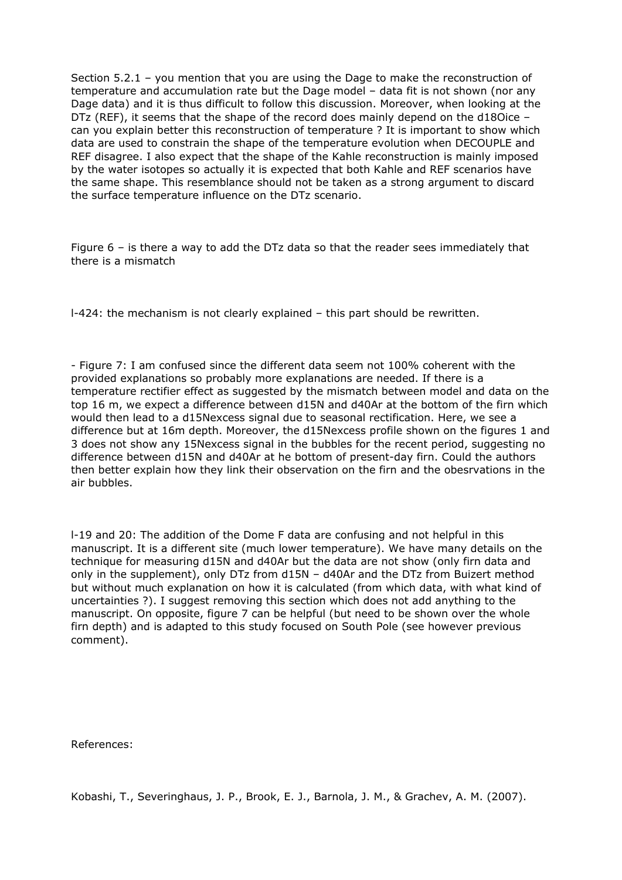Section 5.2.1 – you mention that you are using the Dage to make the reconstruction of temperature and accumulation rate but the Dage model – data fit is not shown (nor any Dage data) and it is thus difficult to follow this discussion. Moreover, when looking at the DTz (REF), it seems that the shape of the record does mainly depend on the d18Oice – can you explain better this reconstruction of temperature ? It is important to show which data are used to constrain the shape of the temperature evolution when DECOUPLE and REF disagree. I also expect that the shape of the Kahle reconstruction is mainly imposed by the water isotopes so actually it is expected that both Kahle and REF scenarios have the same shape. This resemblance should not be taken as a strong argument to discard the surface temperature influence on the DTz scenario.

Figure 6 – is there a way to add the DTz data so that the reader sees immediately that there is a mismatch

l-424: the mechanism is not clearly explained – this part should be rewritten.

- Figure 7: I am confused since the different data seem not 100% coherent with the provided explanations so probably more explanations are needed. If there is a temperature rectifier effect as suggested by the mismatch between model and data on the top 16 m, we expect a difference between d15N and d40Ar at the bottom of the firn which would then lead to a d15Nexcess signal due to seasonal rectification. Here, we see a difference but at 16m depth. Moreover, the d15Nexcess profile shown on the figures 1 and 3 does not show any 15Nexcess signal in the bubbles for the recent period, suggesting no difference between d15N and d40Ar at he bottom of present-day firn. Could the authors then better explain how they link their observation on the firn and the obesrvations in the air bubbles.

l-19 and 20: The addition of the Dome F data are confusing and not helpful in this manuscript. It is a different site (much lower temperature). We have many details on the technique for measuring d15N and d40Ar but the data are not show (only firn data and only in the supplement), only DTz from d15N – d40Ar and the DTz from Buizert method but without much explanation on how it is calculated (from which data, with what kind of uncertainties ?). I suggest removing this section which does not add anything to the manuscript. On opposite, figure 7 can be helpful (but need to be shown over the whole firn depth) and is adapted to this study focused on South Pole (see however previous comment).

References:

Kobashi, T., Severinghaus, J. P., Brook, E. J., Barnola, J. M., & Grachev, A. M. (2007).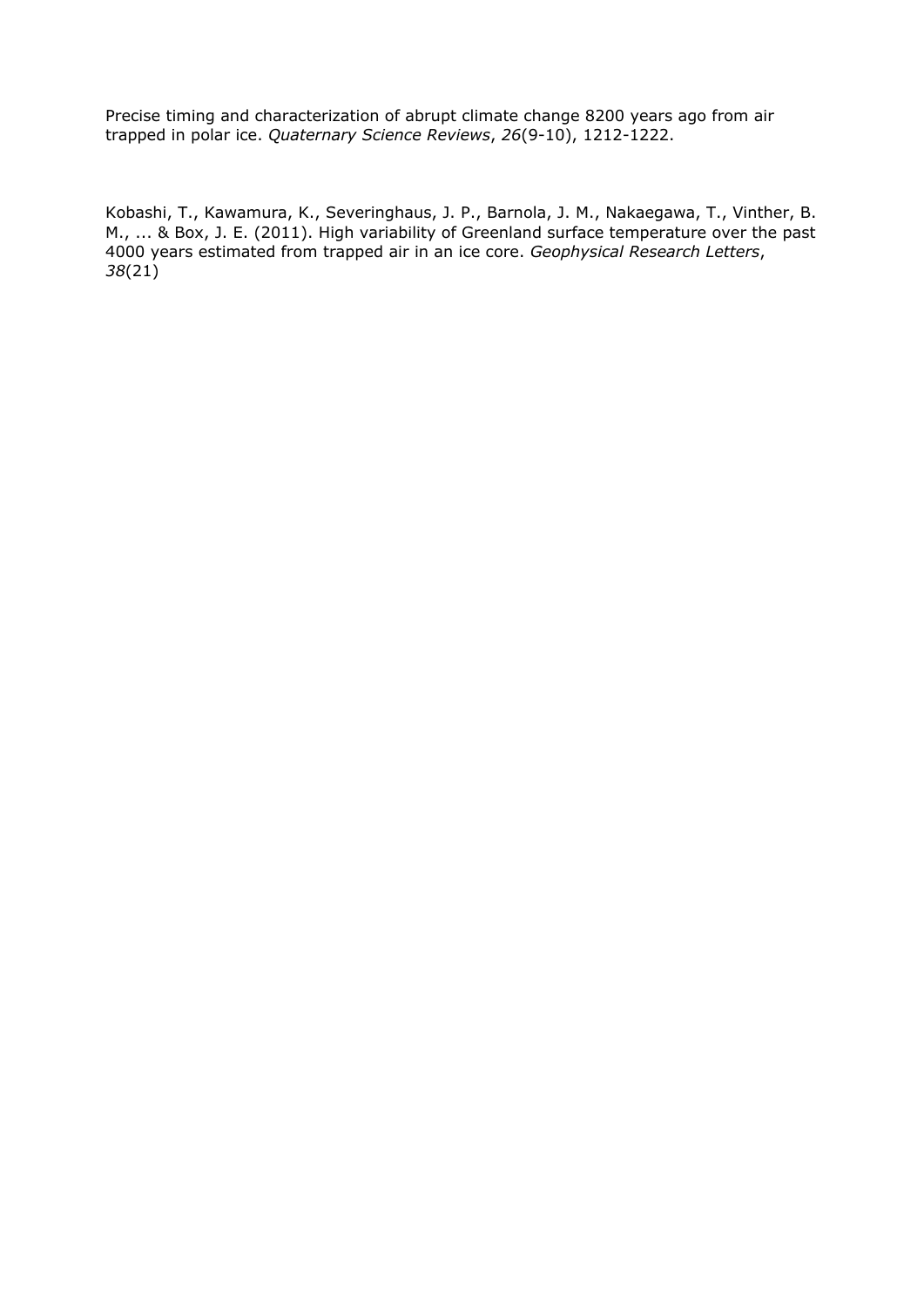Precise timing and characterization of abrupt climate change 8200 years ago from air trapped in polar ice. *Quaternary Science Reviews*, *26*(9-10), 1212-1222.

Kobashi, T., Kawamura, K., Severinghaus, J. P., Barnola, J. M., Nakaegawa, T., Vinther, B. M., ... & Box, J. E. (2011). High variability of Greenland surface temperature over the past 4000 years estimated from trapped air in an ice core. *Geophysical Research Letters*, *38*(21)